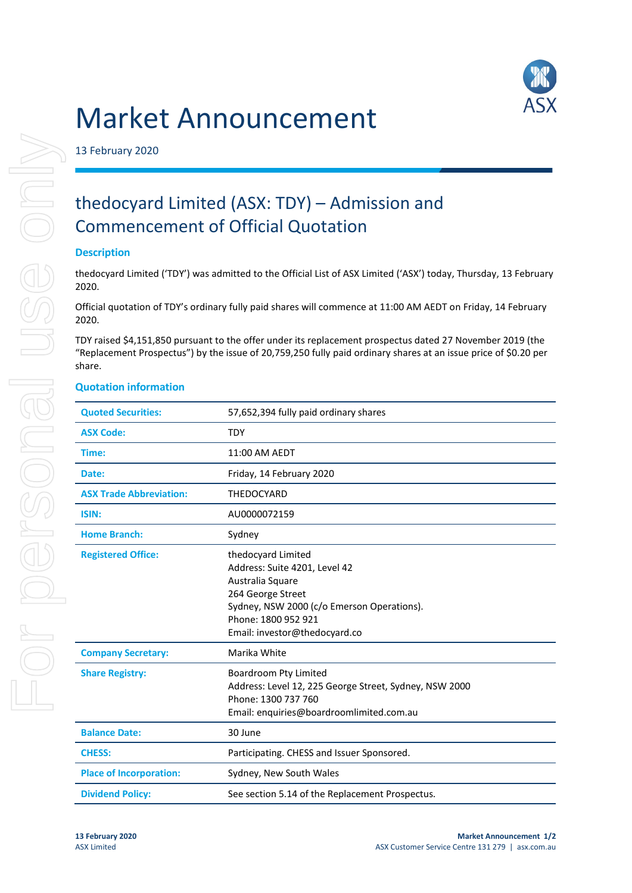# Market Announcement

13 February 2020

## thedocyard Limited (ASX: TDY) – Admission and Commencement of Official Quotation

### Description

thedocyard Limited ('TDY') was admitted to the Official List of ASX Limited ('ASX') today, Thursday, 13 February 2020.

Official quotation of TDY's ordinary fully paid shares will commence at 11:00 AM AEDT on Friday, 14 February 2020.

TDY raised $4,151,850 pursuant to the offer under its replacement prospectus dated 27 November 2019 (the "Replacement Prospectus") by the issue of 20,759,250 fully paid ordinary shares at an issue price of $0.20 per share.

### Quotation information

| | |
|---|---|
| **Quoted Securities:** | 57,652,394 fully paid ordinary shares |
| **ASX Code:** | TDY |
| **Time:** | 11:00 AM AEDT |
| **Date:** | Friday, 14 February 2020 |
| **ASX Trade Abbreviation:** | THEDOCYARD |
| **ISIN:** | AU0000072159 |
| **Home Branch:** | Sydney |
| **Registered Office:** | thedocyard Limited<br>Address: Suite 4201, Level 42<br>Australia Square<br>264 George Street<br>Sydney, NSW 2000 (c/o Emerson Operations).<br>Phone: 1800 952 921<br>Email: investor@thedocyard.co |
| **Company Secretary:** | Marika White |
| **Share Registry:** | Boardroom Pty Limited<br>Address: Level 12, 225 George Street, Sydney, NSW 2000<br>Phone: 1300 737 760<br>Email: enquiries@boardroomlimited.com.au |
| **Balance Date:** | 30 June |
| **CHESS:** | Participating. CHESS and Issuer Sponsored. |
| **Place of Incorporation:** | Sydney, New South Wales |
| **Dividend Policy:** | See section 5.14 of the Replacement Prospectus. |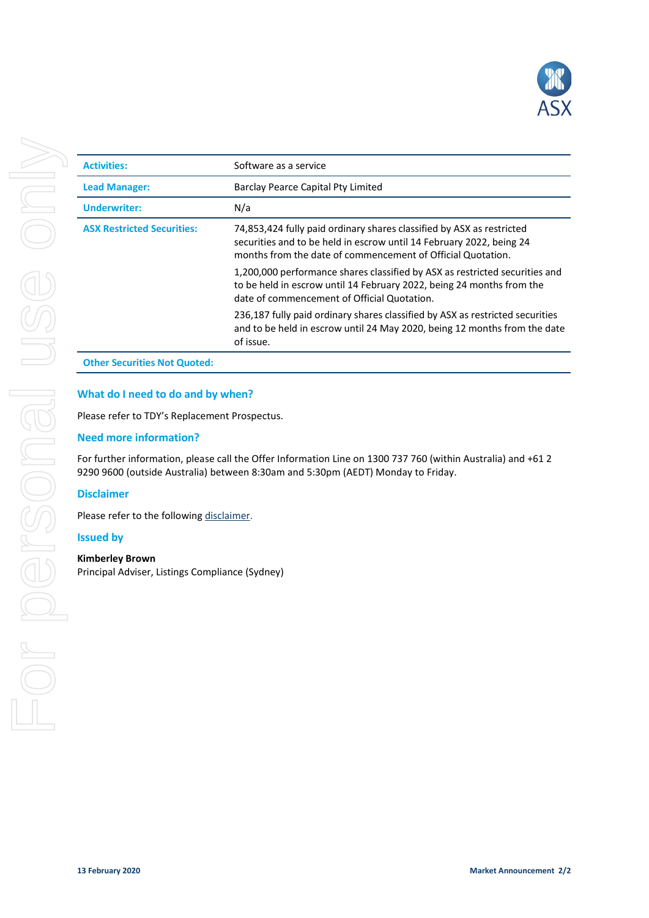| | |
|---|---|
| **Activities:** | Software as a service |
| **Lead Manager:** | Barclay Pearce Capital Pty Limited |
| **Underwriter:** | N/a |
| **ASX Restricted Securities:** | 74,853,424 fully paid ordinary shares classified by ASX as restricted securities and to be held in escrow until 14 February 2022, being 24 months from the date of commencement of Official Quotation.<br>1,200,000 performance shares classified by ASX as restricted securities and to be held in escrow until 14 February 2022, being 24 months from the date of commencement of Official Quotation.<br>236,187 fully paid ordinary shares classified by ASX as restricted securities and to be held in escrow until 24 May 2020, being 12 months from the date of issue. |
| **Other Securities Not Quoted:** | |

## What do I need to do and by when?

Please refer to TDY's Replacement Prospectus.

## Need more information?

For further information, please call the Offer Information Line on 1300 737 760 (within Australia) and +61 2 9290 9600 (outside Australia) between 8:30am and 5:30pm (AEDT) Monday to Friday.

## Disclaimer

Please refer to the following disclaimer.

## Issued by

**Kimberley Brown**
Principal Adviser, Listings Compliance (Sydney)